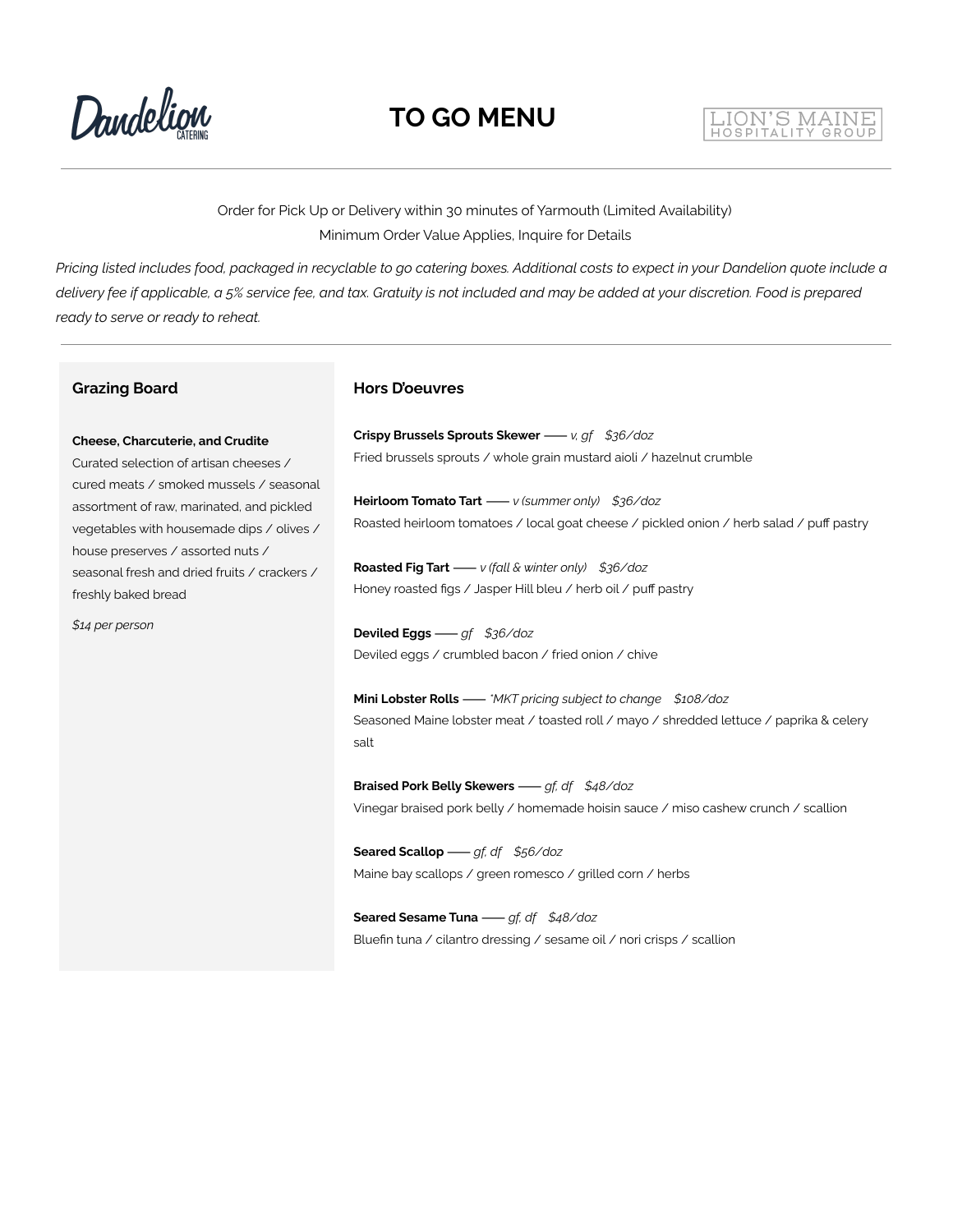Dandelion Catering

# TO GO MENU

LION'S MAINE HOSPITALITY GROUP

Order for Pick Up or Delivery within 30 minutes of Yarmouth (Limited Availability)
Minimum Order Value Applies, Inquire for Details

*Pricing listed includes food, packaged in recyclable to go catering boxes. Additional costs to expect in your Dandelion quote include a delivery fee if applicable, a 5% service fee, and tax. Gratuity is not included and may be added at your discretion. Food is prepared ready to serve or ready to reheat.*

## Grazing Board

**Cheese, Charcuterie, and Crudite**
Curated selection of artisan cheeses / cured meats / smoked mussels / seasonal assortment of raw, marinated, and pickled vegetables with housemade dips / olives / house preserves / assorted nuts / seasonal fresh and dried fruits / crackers / freshly baked bread

*$14 per person*

## Hors D'oeuvres

**Crispy Brussels Sprouts Skewer** —— *v, gf* *$36/doz*
Fried brussels sprouts / whole grain mustard aioli / hazelnut crumble

**Heirloom Tomato Tart** —— *v (summer only)* *$36/doz*
Roasted heirloom tomatoes / local goat cheese / pickled onion / herb salad / puff pastry

**Roasted Fig Tart** —— *v (fall & winter only)* *$36/doz*
Honey roasted figs / Jasper Hill bleu / herb oil / puff pastry

**Deviled Eggs** —— *gf* *$36/doz*
Deviled eggs / crumbled bacon / fried onion / chive

**Mini Lobster Rolls** —— *\*MKT pricing subject to change* *$108/doz*
Seasoned Maine lobster meat / toasted roll / mayo / shredded lettuce / paprika & celery salt

**Braised Pork Belly Skewers** —— *gf, df* *$48/doz*
Vinegar braised pork belly / homemade hoisin sauce / miso cashew crunch / scallion

**Seared Scallop** —— *gf, df* *$56/doz*
Maine bay scallops / green romesco / grilled corn / herbs

**Seared Sesame Tuna** —— *gf, df* *$48/doz*
Bluefin tuna / cilantro dressing / sesame oil / nori crisps / scallion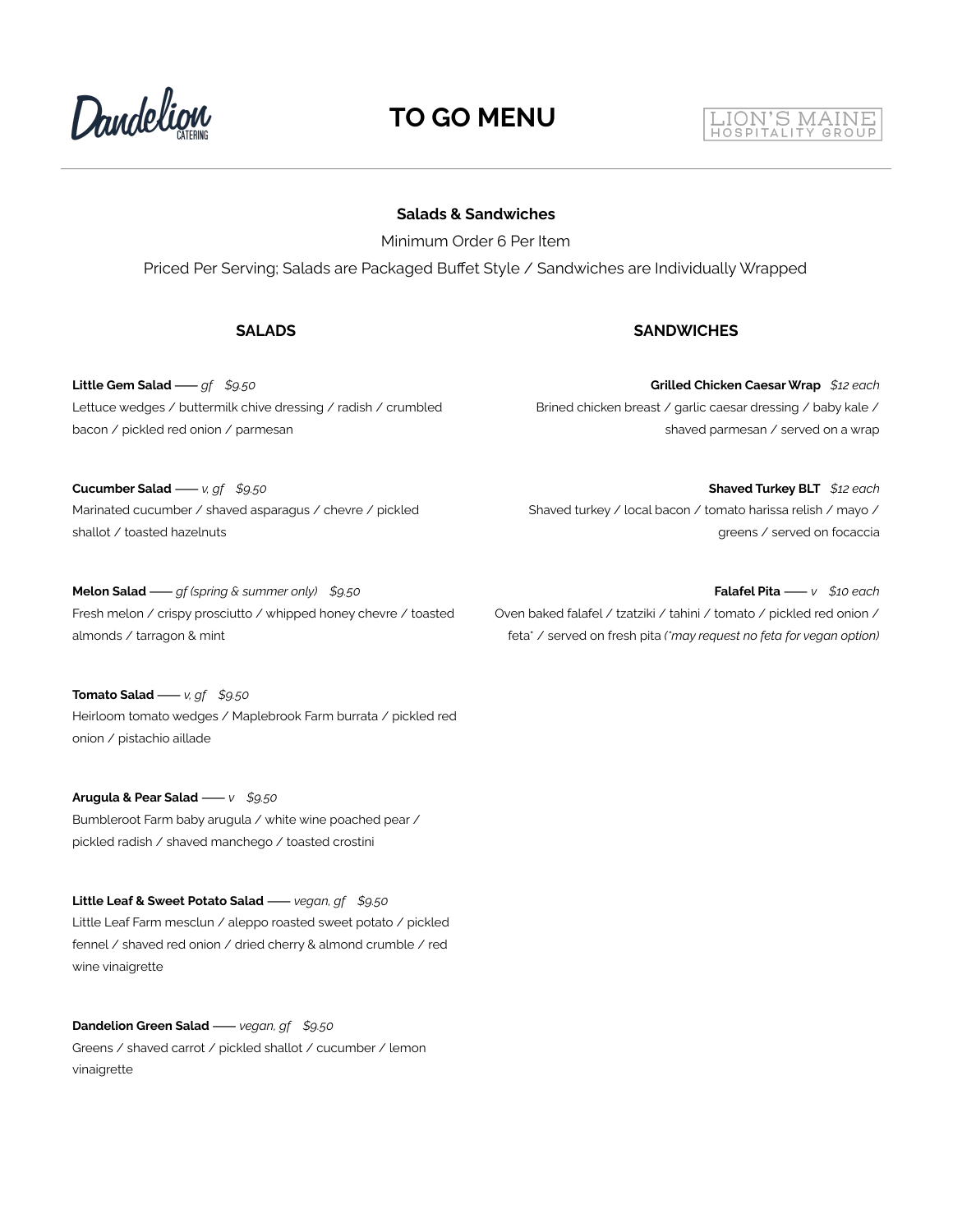Dandelion Catering

# TO GO MENU

LION'S MAINE HOSPITALITY GROUP

## Salads & Sandwiches

Minimum Order 6 Per Item

Priced Per Serving; Salads are Packaged Buffet Style / Sandwiches are Individually Wrapped

### SALADS

**Little Gem Salad** —— *gf* *$9.50*
Lettuce wedges / buttermilk chive dressing / radish / crumbled bacon / pickled red onion / parmesan

**Cucumber Salad** —— *v, gf* *$9.50*
Marinated cucumber / shaved asparagus / chevre / pickled shallot / toasted hazelnuts

**Melon Salad** —— *gf (spring & summer only)* *$9.50*
Fresh melon / crispy prosciutto / whipped honey chevre / toasted almonds / tarragon & mint

**Tomato Salad** —— *v, gf* *$9.50*
Heirloom tomato wedges / Maplebrook Farm burrata / pickled red onion / pistachio aillade

**Arugula & Pear Salad** —— *v* *$9.50*
Bumbleroot Farm baby arugula / white wine poached pear / pickled radish / shaved manchego / toasted crostini

**Little Leaf & Sweet Potato Salad** —— *vegan, gf* *$9.50*
Little Leaf Farm mesclun / aleppo roasted sweet potato / pickled fennel / shaved red onion / dried cherry & almond crumble / red wine vinaigrette

**Dandelion Green Salad** —— *vegan, gf* *$9.50*
Greens / shaved carrot / pickled shallot / cucumber / lemon vinaigrette

### SANDWICHES

**Grilled Chicken Caesar Wrap** *$12 each*
Brined chicken breast / garlic caesar dressing / baby kale / shaved parmesan / served on a wrap

**Shaved Turkey BLT** *$12 each*
Shaved turkey / local bacon / tomato harissa relish / mayo / greens / served on focaccia

**Falafel Pita** —— *v* *$10 each*
Oven baked falafel / tzatziki / tahini / tomato / pickled red onion / feta* / served on fresh pita *(*may request no feta for vegan option)*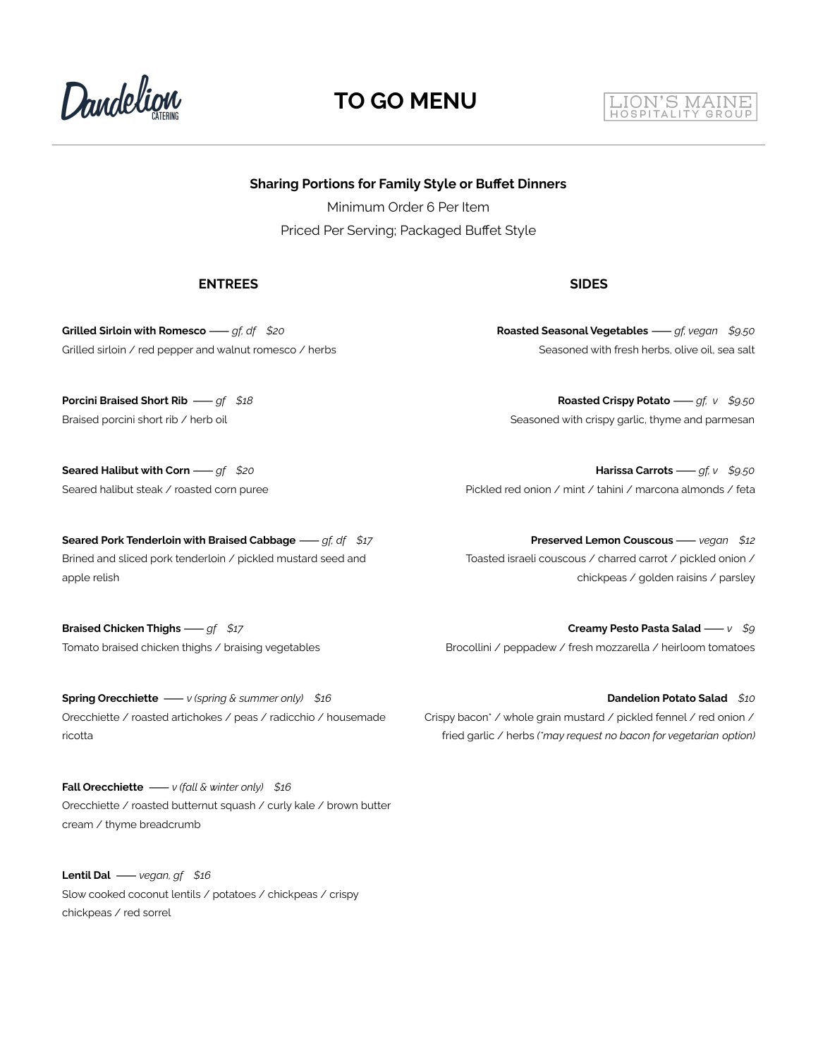Dandelion CATERING

# TO GO MENU

LION'S MAINE HOSPITALITY GROUP

**Sharing Portions for Family Style or Buffet Dinners**

Minimum Order 6 Per Item

Priced Per Serving; Packaged Buffet Style

## ENTREES

**Grilled Sirloin with Romesco** —— *gf, df* *$20*
Grilled sirloin / red pepper and walnut romesco / herbs

**Porcini Braised Short Rib** —— *gf* *$18*
Braised porcini short rib / herb oil

**Seared Halibut with Corn** —— *gf* *$20*
Seared halibut steak / roasted corn puree

**Seared Pork Tenderloin with Braised Cabbage** —— *gf, df* *$17*
Brined and sliced pork tenderloin / pickled mustard seed and apple relish

**Braised Chicken Thighs** —— *gf* *$17*
Tomato braised chicken thighs / braising vegetables

**Spring Orecchiette** —— *v (spring & summer only)* *$16*
Orecchiette / roasted artichokes / peas / radicchio / housemade ricotta

**Fall Orecchiette** —— *v (fall & winter only)* *$16*
Orecchiette / roasted butternut squash / curly kale / brown butter cream / thyme breadcrumb

**Lentil Dal** —— *vegan, gf* *$16*
Slow cooked coconut lentils / potatoes / chickpeas / crispy chickpeas / red sorrel

## SIDES

**Roasted Seasonal Vegetables** —— *gf, vegan* *$9.50*
Seasoned with fresh herbs, olive oil, sea salt

**Roasted Crispy Potato** —— *gf, v* *$9.50*
Seasoned with crispy garlic, thyme and parmesan

**Harissa Carrots** —— *gf, v* *$9.50*
Pickled red onion / mint / tahini / marcona almonds / feta

**Preserved Lemon Couscous** —— *vegan* *$12*
Toasted israeli couscous / charred carrot / pickled onion / chickpeas / golden raisins / parsley

**Creamy Pesto Pasta Salad** —— *v* *$9*
Brocollini / peppadew / fresh mozzarella / heirloom tomatoes

**Dandelion Potato Salad** *$10*
Crispy bacon* / whole grain mustard / pickled fennel / red onion / fried garlic / herbs *(*may request no bacon for vegetarian option)*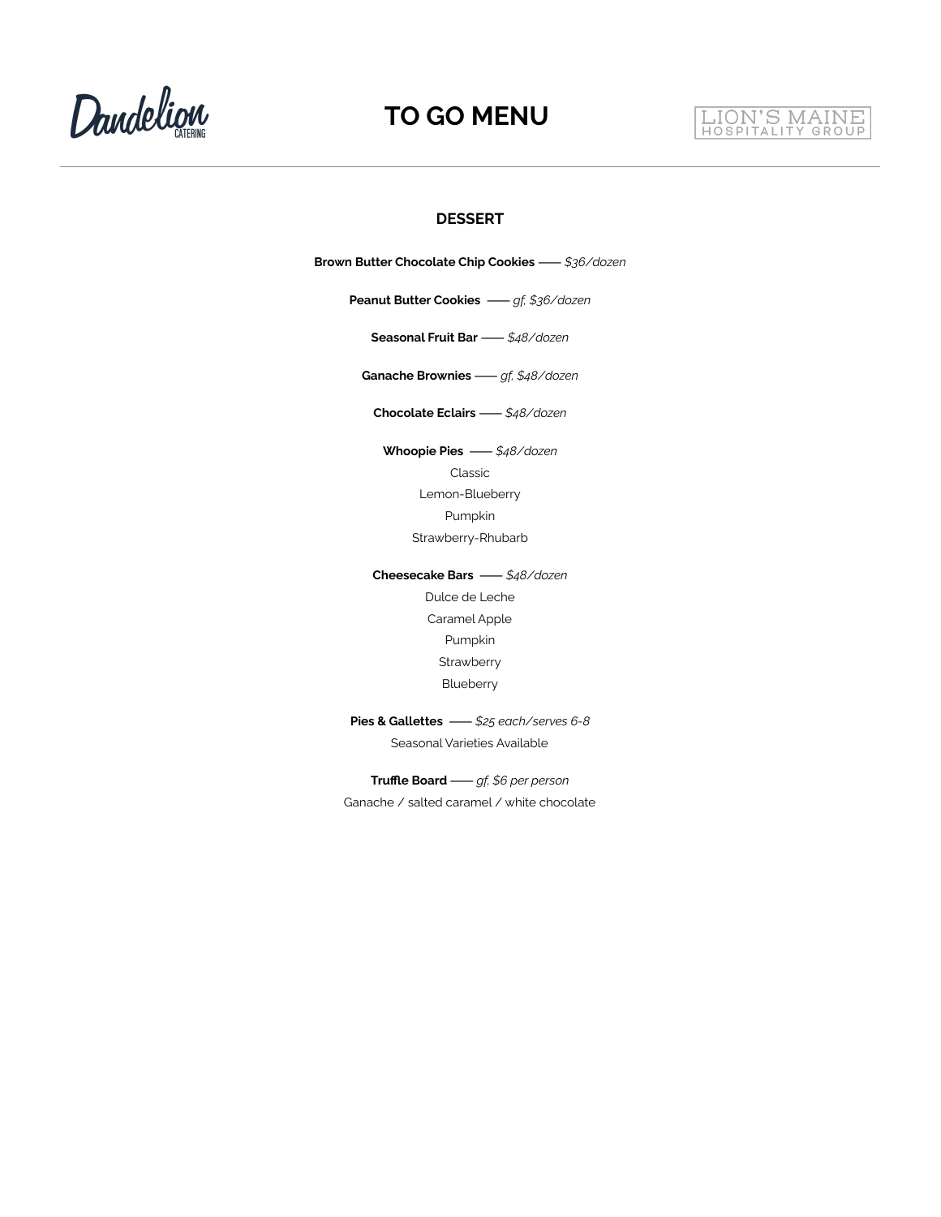Dandelion Catering

# TO GO MENU

LION'S MAINE HOSPITALITY GROUP

## DESSERT

**Brown Butter Chocolate Chip Cookies** —— *$36/dozen*

**Peanut Butter Cookies** —— *gf, $36/dozen*

**Seasonal Fruit Bar** —— *$48/dozen*

**Ganache Brownies** —— *gf, $48/dozen*

**Chocolate Eclairs** —— *$48/dozen*

**Whoopie Pies** —— *$48/dozen*
Classic
Lemon-Blueberry
Pumpkin
Strawberry-Rhubarb

**Cheesecake Bars** —— *$48/dozen*
Dulce de Leche
Caramel Apple
Pumpkin
Strawberry
Blueberry

**Pies & Gallettes** —— *$25 each/serves 6-8*
Seasonal Varieties Available

**Truffle Board** —— *gf, $6 per person*
Ganache / salted caramel / white chocolate